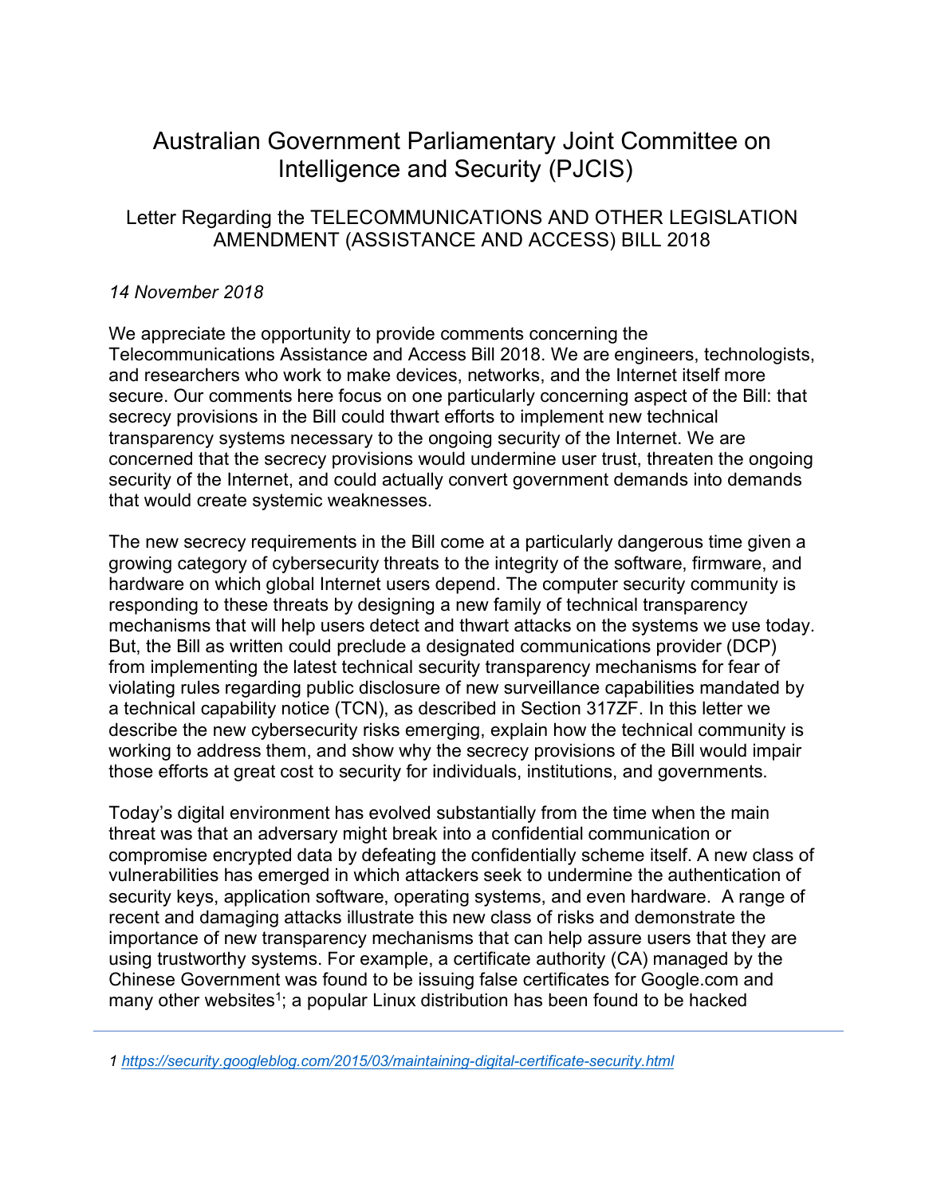# Australian Government Parliamentary Joint Committee on Intelligence and Security (PJCIS)

## Letter Regarding the TELECOMMUNICATIONS AND OTHER LEGISLATION AMENDMENT (ASSISTANCE AND ACCESS) BILL 2018

*14 November 2018*

We appreciate the opportunity to provide comments concerning the Telecommunications Assistance and Access Bill 2018. We are engineers, technologists, and researchers who work to make devices, networks, and the Internet itself more secure. Our comments here focus on one particularly concerning aspect of the Bill: that secrecy provisions in the Bill could thwart efforts to implement new technical transparency systems necessary to the ongoing security of the Internet. We are concerned that the secrecy provisions would undermine user trust, threaten the ongoing security of the Internet, and could actually convert government demands into demands that would create systemic weaknesses.

The new secrecy requirements in the Bill come at a particularly dangerous time given a growing category of cybersecurity threats to the integrity of the software, firmware, and hardware on which global Internet users depend. The computer security community is responding to these threats by designing a new family of technical transparency mechanisms that will help users detect and thwart attacks on the systems we use today. But, the Bill as written could preclude a designated communications provider (DCP) from implementing the latest technical security transparency mechanisms for fear of violating rules regarding public disclosure of new surveillance capabilities mandated by a technical capability notice (TCN), as described in Section 317ZF. In this letter we describe the new cybersecurity risks emerging, explain how the technical community is working to address them, and show why the secrecy provisions of the Bill would impair those efforts at great cost to security for individuals, institutions, and governments.

Today's digital environment has evolved substantially from the time when the main threat was that an adversary might break into a confidential communication or compromise encrypted data by defeating the confidentially scheme itself. A new class of vulnerabilities has emerged in which attackers seek to undermine the authentication of security keys, application software, operating systems, and even hardware. A range of recent and damaging attacks illustrate this new class of risks and demonstrate the importance of new transparency mechanisms that can help assure users that they are using trustworthy systems. For example, a certificate authority (CA) managed by the Chinese Government was found to be issuing false certificates for Google.com and many other websites[1]; a popular Linux distribution has been found to be hacked

---

1 https://security.googleblog.com/2015/03/maintaining-digital-certificate-security.html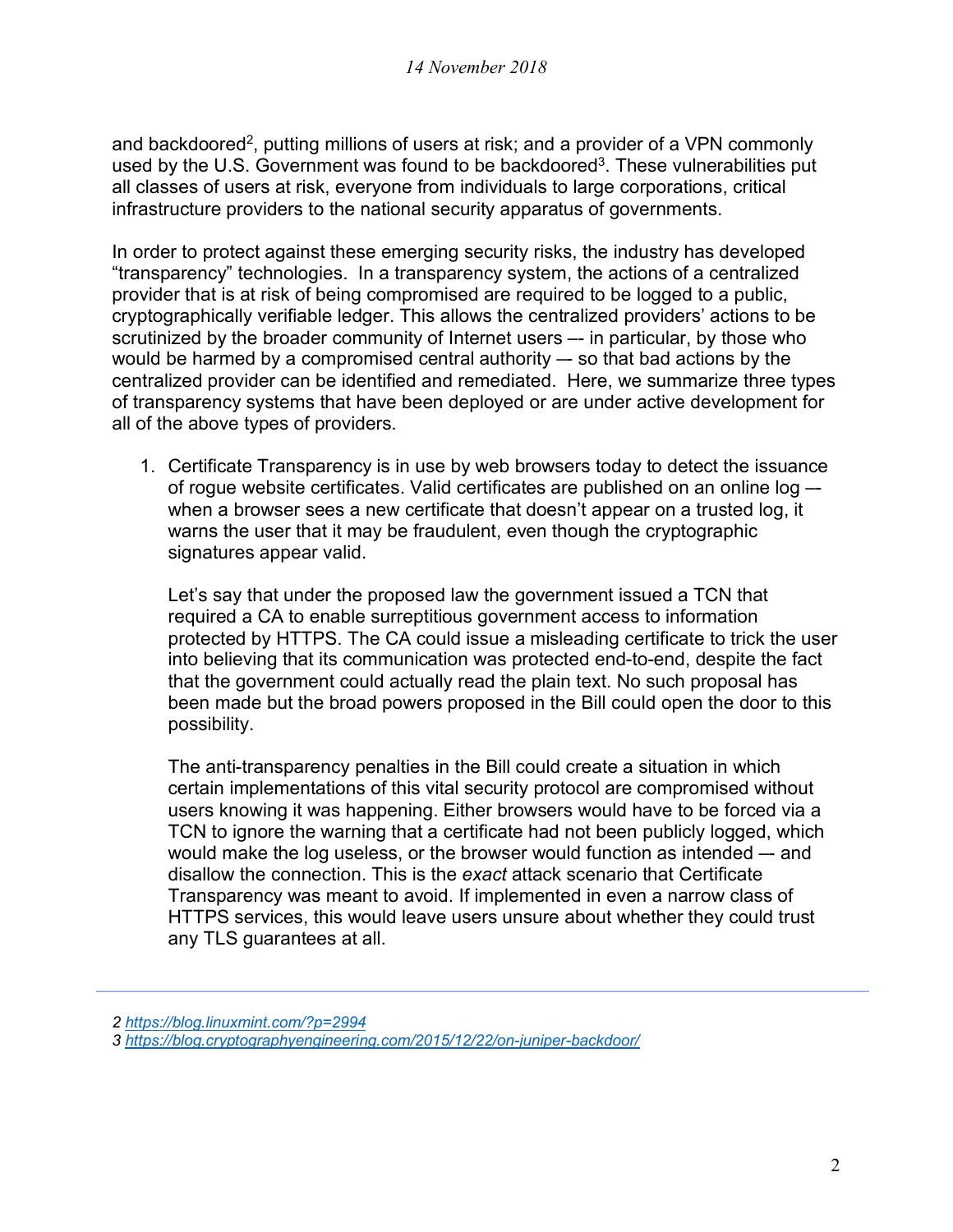and backdoored[2], putting millions of users at risk; and a provider of a VPN commonly used by the U.S. Government was found to be backdoored[3]. These vulnerabilities put all classes of users at risk, everyone from individuals to large corporations, critical infrastructure providers to the national security apparatus of governments.

In order to protect against these emerging security risks, the industry has developed "transparency" technologies. In a transparency system, the actions of a centralized provider that is at risk of being compromised are required to be logged to a public, cryptographically verifiable ledger. This allows the centralized providers' actions to be scrutinized by the broader community of Internet users –- in particular, by those who would be harmed by a compromised central authority –- so that bad actions by the centralized provider can be identified and remediated. Here, we summarize three types of transparency systems that have been deployed or are under active development for all of the above types of providers.

1. Certificate Transparency is in use by web browsers today to detect the issuance of rogue website certificates. Valid certificates are published on an online log — when a browser sees a new certificate that doesn't appear on a trusted log, it warns the user that it may be fraudulent, even though the cryptographic signatures appear valid.

   Let's say that under the proposed law the government issued a TCN that required a CA to enable surreptitious government access to information protected by HTTPS. The CA could issue a misleading certificate to trick the user into believing that its communication was protected end-to-end, despite the fact that the government could actually read the plain text. No such proposal has been made but the broad powers proposed in the Bill could open the door to this possibility.

   The anti-transparency penalties in the Bill could create a situation in which certain implementations of this vital security protocol are compromised without users knowing it was happening. Either browsers would have to be forced via a TCN to ignore the warning that a certificate had not been publicly logged, which would make the log useless, or the browser would function as intended — and disallow the connection. This is the *exact* attack scenario that Certificate Transparency was meant to avoid. If implemented in even a narrow class of HTTPS services, this would leave users unsure about whether they could trust any TLS guarantees at all.

---

2 https://blog.linuxmint.com/?p=2994
3 https://blog.cryptographyengineering.com/2015/12/22/on-juniper-backdoor/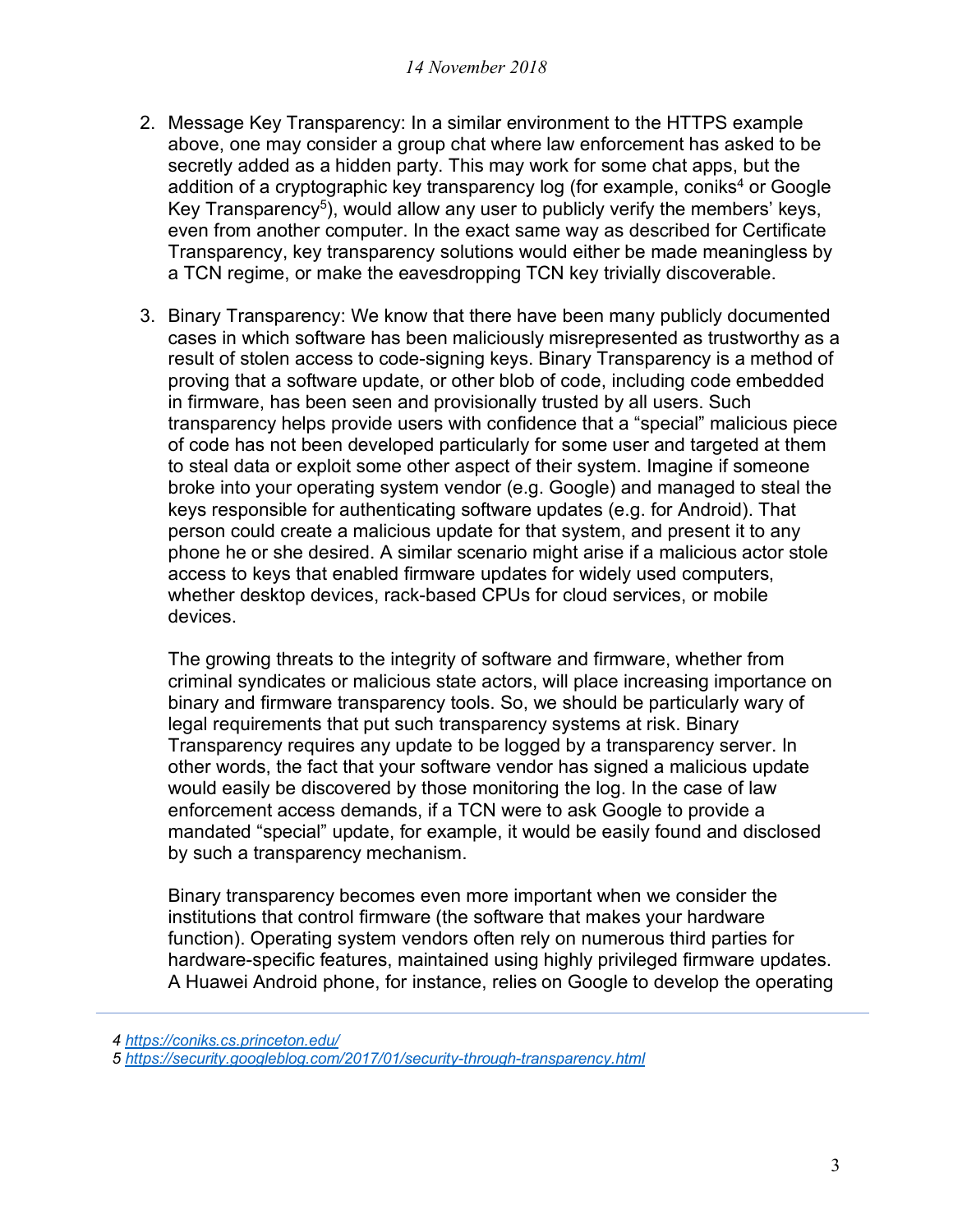2. Message Key Transparency: In a similar environment to the HTTPS example above, one may consider a group chat where law enforcement has asked to be secretly added as a hidden party. This may work for some chat apps, but the addition of a cryptographic key transparency log (for example, coniks[4] or Google Key Transparency[5]), would allow any user to publicly verify the members' keys, even from another computer. In the exact same way as described for Certificate Transparency, key transparency solutions would either be made meaningless by a TCN regime, or make the eavesdropping TCN key trivially discoverable.

3. Binary Transparency: We know that there have been many publicly documented cases in which software has been maliciously misrepresented as trustworthy as a result of stolen access to code-signing keys. Binary Transparency is a method of proving that a software update, or other blob of code, including code embedded in firmware, has been seen and provisionally trusted by all users. Such transparency helps provide users with confidence that a "special" malicious piece of code has not been developed particularly for some user and targeted at them to steal data or exploit some other aspect of their system. Imagine if someone broke into your operating system vendor (e.g. Google) and managed to steal the keys responsible for authenticating software updates (e.g. for Android). That person could create a malicious update for that system, and present it to any phone he or she desired. A similar scenario might arise if a malicious actor stole access to keys that enabled firmware updates for widely used computers, whether desktop devices, rack-based CPUs for cloud services, or mobile devices.

   The growing threats to the integrity of software and firmware, whether from criminal syndicates or malicious state actors, will place increasing importance on binary and firmware transparency tools. So, we should be particularly wary of legal requirements that put such transparency systems at risk. Binary Transparency requires any update to be logged by a transparency server. In other words, the fact that your software vendor has signed a malicious update would easily be discovered by those monitoring the log. In the case of law enforcement access demands, if a TCN were to ask Google to provide a mandated "special" update, for example, it would be easily found and disclosed by such a transparency mechanism.

   Binary transparency becomes even more important when we consider the institutions that control firmware (the software that makes your hardware function). Operating system vendors often rely on numerous third parties for hardware-specific features, maintained using highly privileged firmware updates. A Huawei Android phone, for instance, relies on Google to develop the operating

---

4 https://coniks.cs.princeton.edu/

5 https://security.googleblog.com/2017/01/security-through-transparency.html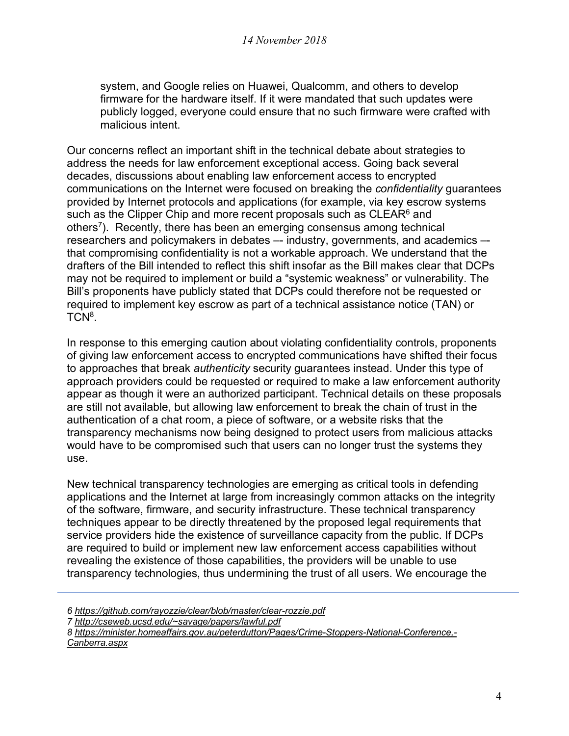system, and Google relies on Huawei, Qualcomm, and others to develop firmware for the hardware itself. If it were mandated that such updates were publicly logged, everyone could ensure that no such firmware were crafted with malicious intent.

Our concerns reflect an important shift in the technical debate about strategies to address the needs for law enforcement exceptional access. Going back several decades, discussions about enabling law enforcement access to encrypted communications on the Internet were focused on breaking the *confidentiality* guarantees provided by Internet protocols and applications (for example, via key escrow systems such as the Clipper Chip and more recent proposals such as CLEAR[6] and others[7]). Recently, there has been an emerging consensus among technical researchers and policymakers in debates –- industry, governments, and academics –- that compromising confidentiality is not a workable approach. We understand that the drafters of the Bill intended to reflect this shift insofar as the Bill makes clear that DCPs may not be required to implement or build a "systemic weakness" or vulnerability. The Bill's proponents have publicly stated that DCPs could therefore not be requested or required to implement key escrow as part of a technical assistance notice (TAN) or TCN[8].

In response to this emerging caution about violating confidentiality controls, proponents of giving law enforcement access to encrypted communications have shifted their focus to approaches that break *authenticity* security guarantees instead. Under this type of approach providers could be requested or required to make a law enforcement authority appear as though it were an authorized participant. Technical details on these proposals are still not available, but allowing law enforcement to break the chain of trust in the authentication of a chat room, a piece of software, or a website risks that the transparency mechanisms now being designed to protect users from malicious attacks would have to be compromised such that users can no longer trust the systems they use.

New technical transparency technologies are emerging as critical tools in defending applications and the Internet at large from increasingly common attacks on the integrity of the software, firmware, and security infrastructure. These technical transparency techniques appear to be directly threatened by the proposed legal requirements that service providers hide the existence of surveillance capacity from the public. If DCPs are required to build or implement new law enforcement access capabilities without revealing the existence of those capabilities, the providers will be unable to use transparency technologies, thus undermining the trust of all users. We encourage the

---

*6 https://github.com/rayozzie/clear/blob/master/clear-rozzie.pdf*

*7 http://cseweb.ucsd.edu/~savage/papers/lawful.pdf*

*8 https://minister.homeaffairs.gov.au/peterdutton/Pages/Crime-Stoppers-National-Conference,-Canberra.aspx*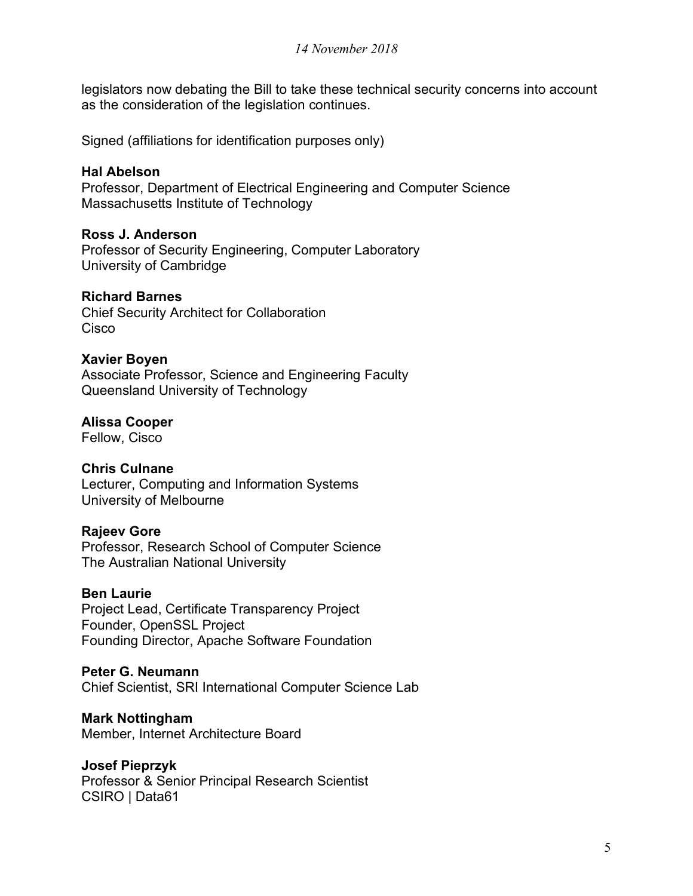legislators now debating the Bill to take these technical security concerns into account as the consideration of the legislation continues.

Signed (affiliations for identification purposes only)

**Hal Abelson**
Professor, Department of Electrical Engineering and Computer Science
Massachusetts Institute of Technology

**Ross J. Anderson**
Professor of Security Engineering, Computer Laboratory
University of Cambridge

**Richard Barnes**
Chief Security Architect for Collaboration
Cisco

**Xavier Boyen**
Associate Professor, Science and Engineering Faculty
Queensland University of Technology

**Alissa Cooper**
Fellow, Cisco

**Chris Culnane**
Lecturer, Computing and Information Systems
University of Melbourne

**Rajeev Gore**
Professor, Research School of Computer Science
The Australian National University

**Ben Laurie**
Project Lead, Certificate Transparency Project
Founder, OpenSSL Project
Founding Director, Apache Software Foundation

**Peter G. Neumann**
Chief Scientist, SRI International Computer Science Lab

**Mark Nottingham**
Member, Internet Architecture Board

**Josef Pieprzyk**
Professor & Senior Principal Research Scientist
CSIRO | Data61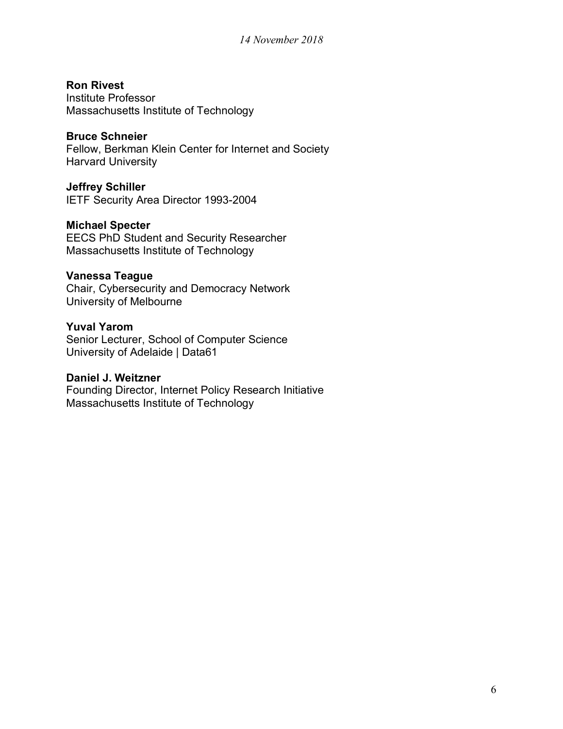**Ron Rivest**
Institute Professor
Massachusetts Institute of Technology

**Bruce Schneier**
Fellow, Berkman Klein Center for Internet and Society
Harvard University

**Jeffrey Schiller**
IETF Security Area Director 1993-2004

**Michael Specter**
EECS PhD Student and Security Researcher
Massachusetts Institute of Technology

**Vanessa Teague**
Chair, Cybersecurity and Democracy Network
University of Melbourne

**Yuval Yarom**
Senior Lecturer, School of Computer Science
University of Adelaide | Data61

**Daniel J. Weitzner**
Founding Director, Internet Policy Research Initiative
Massachusetts Institute of Technology